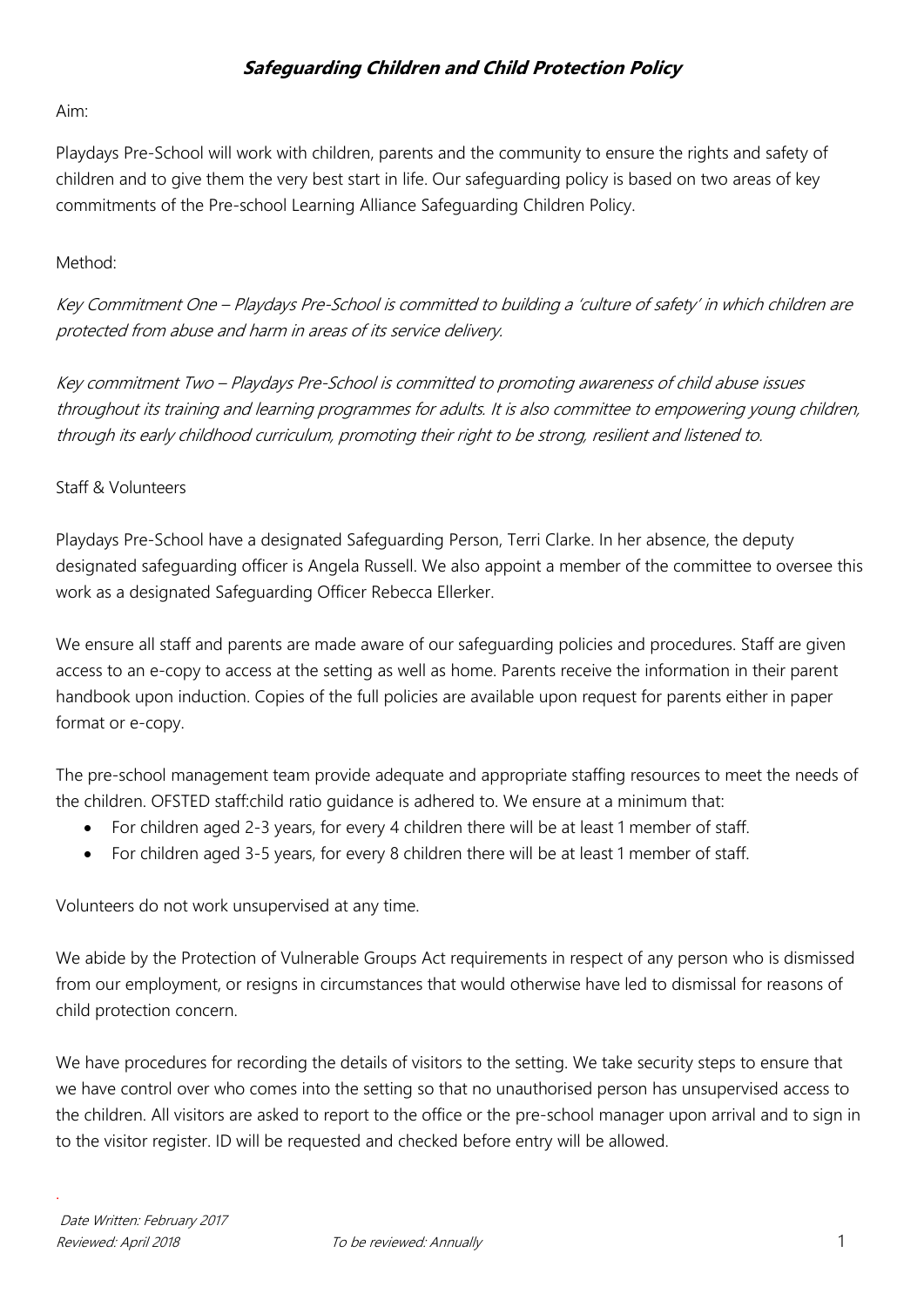# ***Safeguarding Children and Child Protection Policy***

Aim:

Playdays Pre-School will work with children, parents and the community to ensure the rights and safety of children and to give them the very best start in life. Our safeguarding policy is based on two areas of key commitments of the Pre-school Learning Alliance Safeguarding Children Policy.

Method:

*Key Commitment One – Playdays Pre-School is committed to building a 'culture of safety' in which children are protected from abuse and harm in areas of its service delivery.*

*Key commitment Two – Playdays Pre-School is committed to promoting awareness of child abuse issues throughout its training and learning programmes for adults. It is also committee to empowering young children, through its early childhood curriculum, promoting their right to be strong, resilient and listened to.*

Staff & Volunteers

Playdays Pre-School have a designated Safeguarding Person, Terri Clarke. In her absence, the deputy designated safeguarding officer is Angela Russell. We also appoint a member of the committee to oversee this work as a designated Safeguarding Officer Rebecca Ellerker.

We ensure all staff and parents are made aware of our safeguarding policies and procedures. Staff are given access to an e-copy to access at the setting as well as home. Parents receive the information in their parent handbook upon induction. Copies of the full policies are available upon request for parents either in paper format or e-copy.

The pre-school management team provide adequate and appropriate staffing resources to meet the needs of the children. OFSTED staff:child ratio guidance is adhered to. We ensure at a minimum that:

- For children aged 2-3 years, for every 4 children there will be at least 1 member of staff.
- For children aged 3-5 years, for every 8 children there will be at least 1 member of staff.

Volunteers do not work unsupervised at any time.

We abide by the Protection of Vulnerable Groups Act requirements in respect of any person who is dismissed from our employment, or resigns in circumstances that would otherwise have led to dismissal for reasons of child protection concern.

We have procedures for recording the details of visitors to the setting. We take security steps to ensure that we have control over who comes into the setting so that no unauthorised person has unsupervised access to the children. All visitors are asked to report to the office or the pre-school manager upon arrival and to sign in to the visitor register. ID will be requested and checked before entry will be allowed.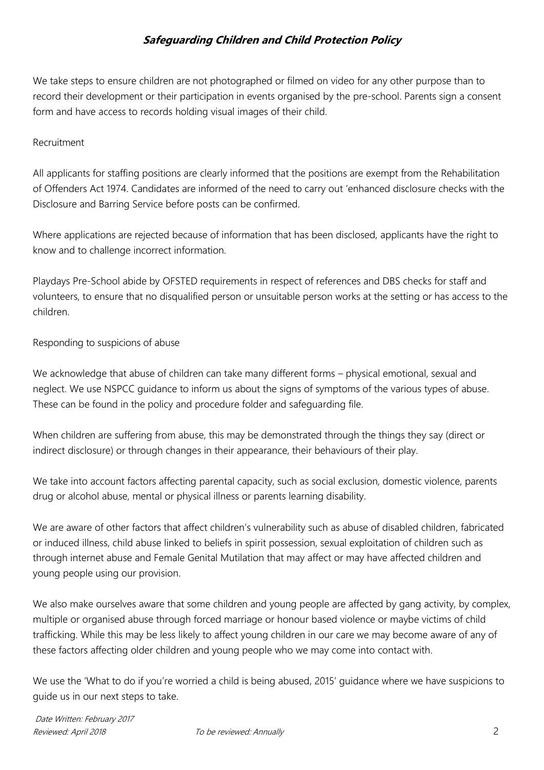We take steps to ensure children are not photographed or filmed on video for any other purpose than to record their development or their participation in events organised by the pre-school. Parents sign a consent form and have access to records holding visual images of their child.

Recruitment

All applicants for staffing positions are clearly informed that the positions are exempt from the Rehabilitation of Offenders Act 1974. Candidates are informed of the need to carry out 'enhanced disclosure checks with the Disclosure and Barring Service before posts can be confirmed.

Where applications are rejected because of information that has been disclosed, applicants have the right to know and to challenge incorrect information.

Playdays Pre-School abide by OFSTED requirements in respect of references and DBS checks for staff and volunteers, to ensure that no disqualified person or unsuitable person works at the setting or has access to the children.

Responding to suspicions of abuse

We acknowledge that abuse of children can take many different forms – physical emotional, sexual and neglect. We use NSPCC guidance to inform us about the signs of symptoms of the various types of abuse. These can be found in the policy and procedure folder and safeguarding file.

When children are suffering from abuse, this may be demonstrated through the things they say (direct or indirect disclosure) or through changes in their appearance, their behaviours of their play.

We take into account factors affecting parental capacity, such as social exclusion, domestic violence, parents drug or alcohol abuse, mental or physical illness or parents learning disability.

We are aware of other factors that affect children's vulnerability such as abuse of disabled children, fabricated or induced illness, child abuse linked to beliefs in spirit possession, sexual exploitation of children such as through internet abuse and Female Genital Mutilation that may affect or may have affected children and young people using our provision.

We also make ourselves aware that some children and young people are affected by gang activity, by complex, multiple or organised abuse through forced marriage or honour based violence or maybe victims of child trafficking. While this may be less likely to affect young children in our care we may become aware of any of these factors affecting older children and young people who we may come into contact with.

We use the 'What to do if you're worried a child is being abused, 2015' guidance where we have suspicions to guide us in our next steps to take.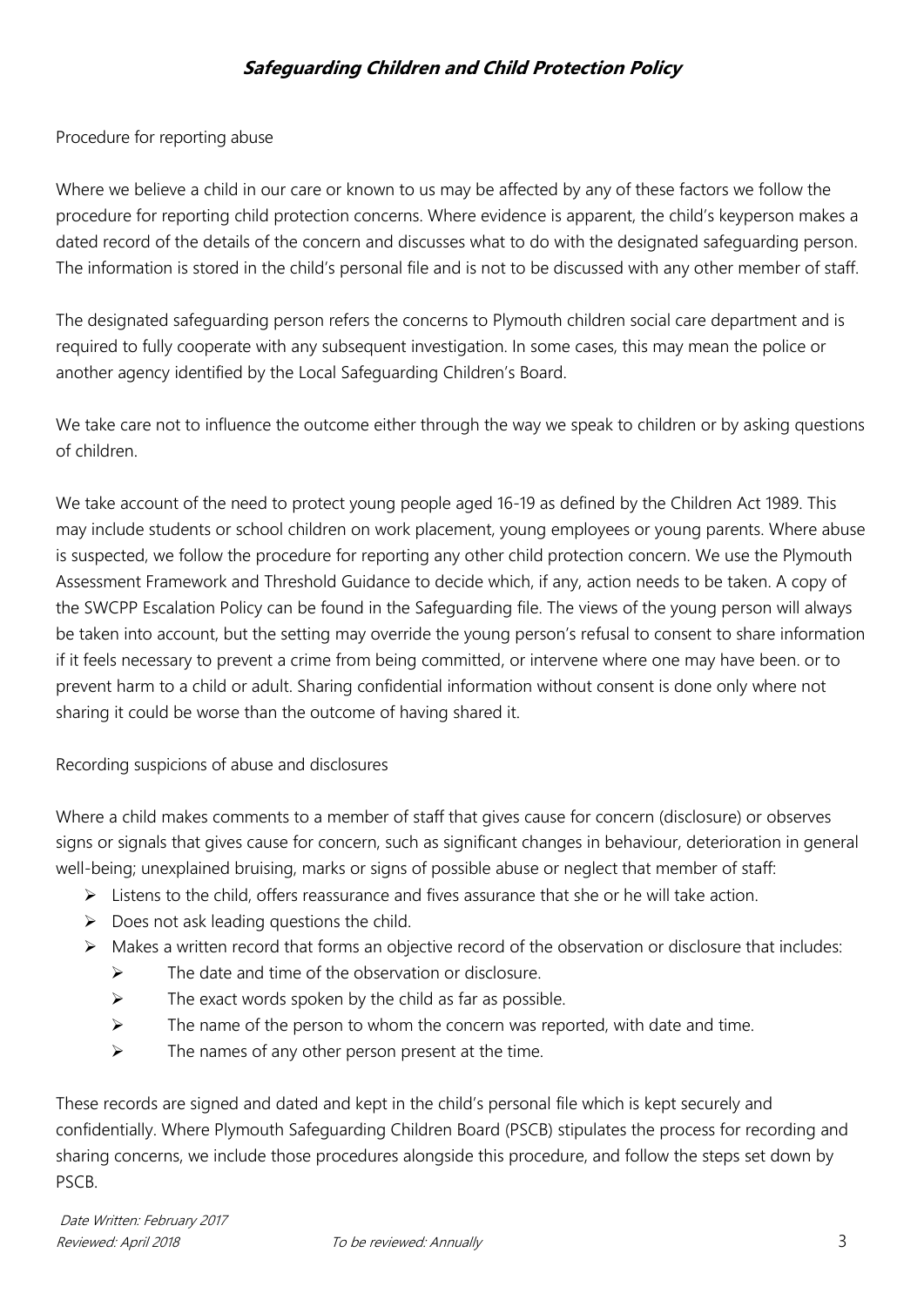Procedure for reporting abuse

Where we believe a child in our care or known to us may be affected by any of these factors we follow the procedure for reporting child protection concerns. Where evidence is apparent, the child's keyperson makes a dated record of the details of the concern and discusses what to do with the designated safeguarding person. The information is stored in the child's personal file and is not to be discussed with any other member of staff.

The designated safeguarding person refers the concerns to Plymouth children social care department and is required to fully cooperate with any subsequent investigation. In some cases, this may mean the police or another agency identified by the Local Safeguarding Children's Board.

We take care not to influence the outcome either through the way we speak to children or by asking questions of children.

We take account of the need to protect young people aged 16-19 as defined by the Children Act 1989. This may include students or school children on work placement, young employees or young parents. Where abuse is suspected, we follow the procedure for reporting any other child protection concern. We use the Plymouth Assessment Framework and Threshold Guidance to decide which, if any, action needs to be taken. A copy of the SWCPP Escalation Policy can be found in the Safeguarding file. The views of the young person will always be taken into account, but the setting may override the young person's refusal to consent to share information if it feels necessary to prevent a crime from being committed, or intervene where one may have been. or to prevent harm to a child or adult. Sharing confidential information without consent is done only where not sharing it could be worse than the outcome of having shared it.

Recording suspicions of abuse and disclosures

Where a child makes comments to a member of staff that gives cause for concern (disclosure) or observes signs or signals that gives cause for concern, such as significant changes in behaviour, deterioration in general well-being; unexplained bruising, marks or signs of possible abuse or neglect that member of staff:

- Listens to the child, offers reassurance and fives assurance that she or he will take action.
- Does not ask leading questions the child.
- Makes a written record that forms an objective record of the observation or disclosure that includes:
  - The date and time of the observation or disclosure.
  - The exact words spoken by the child as far as possible.
  - The name of the person to whom the concern was reported, with date and time.
  - The names of any other person present at the time.

These records are signed and dated and kept in the child's personal file which is kept securely and confidentially. Where Plymouth Safeguarding Children Board (PSCB) stipulates the process for recording and sharing concerns, we include those procedures alongside this procedure, and follow the steps set down by PSCB.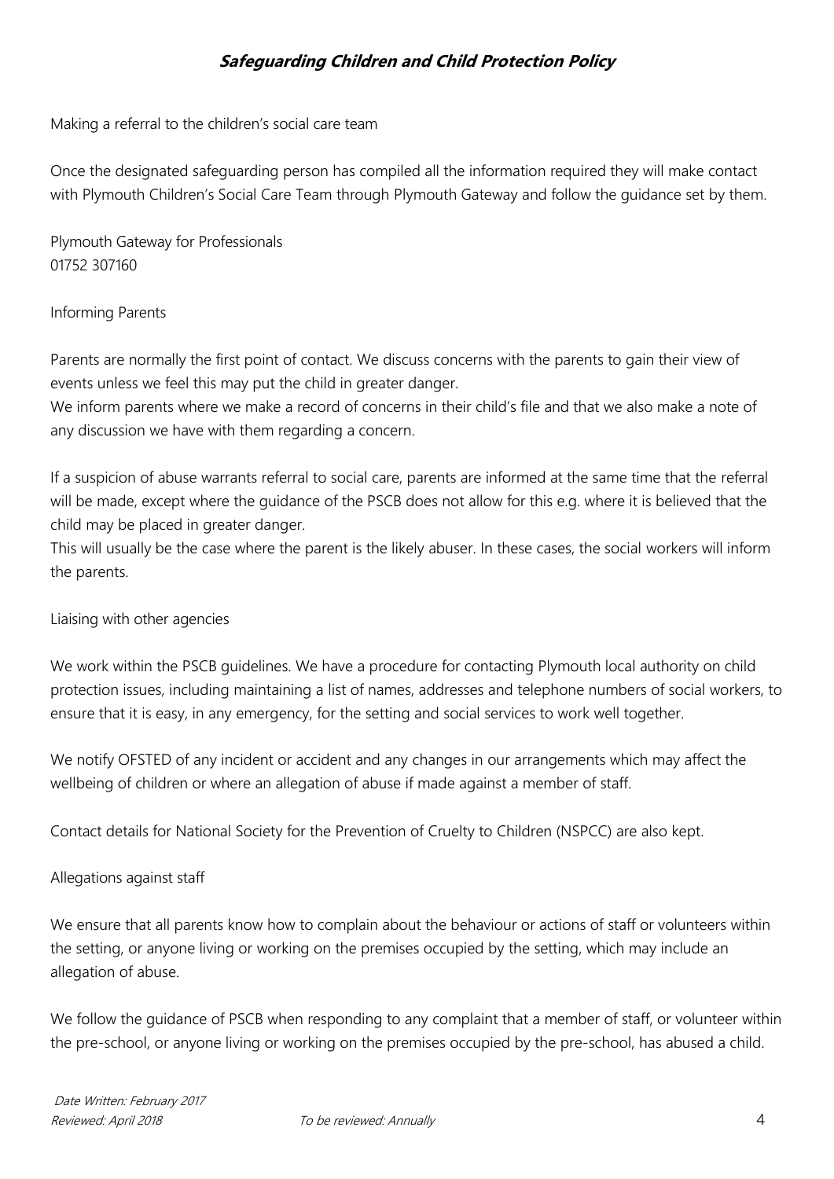Making a referral to the children's social care team

Once the designated safeguarding person has compiled all the information required they will make contact with Plymouth Children's Social Care Team through Plymouth Gateway and follow the guidance set by them.

Plymouth Gateway for Professionals
01752 307160

Informing Parents

Parents are normally the first point of contact. We discuss concerns with the parents to gain their view of events unless we feel this may put the child in greater danger.
We inform parents where we make a record of concerns in their child's file and that we also make a note of any discussion we have with them regarding a concern.

If a suspicion of abuse warrants referral to social care, parents are informed at the same time that the referral will be made, except where the guidance of the PSCB does not allow for this e.g. where it is believed that the child may be placed in greater danger.
This will usually be the case where the parent is the likely abuser. In these cases, the social workers will inform the parents.

Liaising with other agencies

We work within the PSCB guidelines. We have a procedure for contacting Plymouth local authority on child protection issues, including maintaining a list of names, addresses and telephone numbers of social workers, to ensure that it is easy, in any emergency, for the setting and social services to work well together.

We notify OFSTED of any incident or accident and any changes in our arrangements which may affect the wellbeing of children or where an allegation of abuse if made against a member of staff.

Contact details for National Society for the Prevention of Cruelty to Children (NSPCC) are also kept.

Allegations against staff

We ensure that all parents know how to complain about the behaviour or actions of staff or volunteers within the setting, or anyone living or working on the premises occupied by the setting, which may include an allegation of abuse.

We follow the guidance of PSCB when responding to any complaint that a member of staff, or volunteer within the pre-school, or anyone living or working on the premises occupied by the pre-school, has abused a child.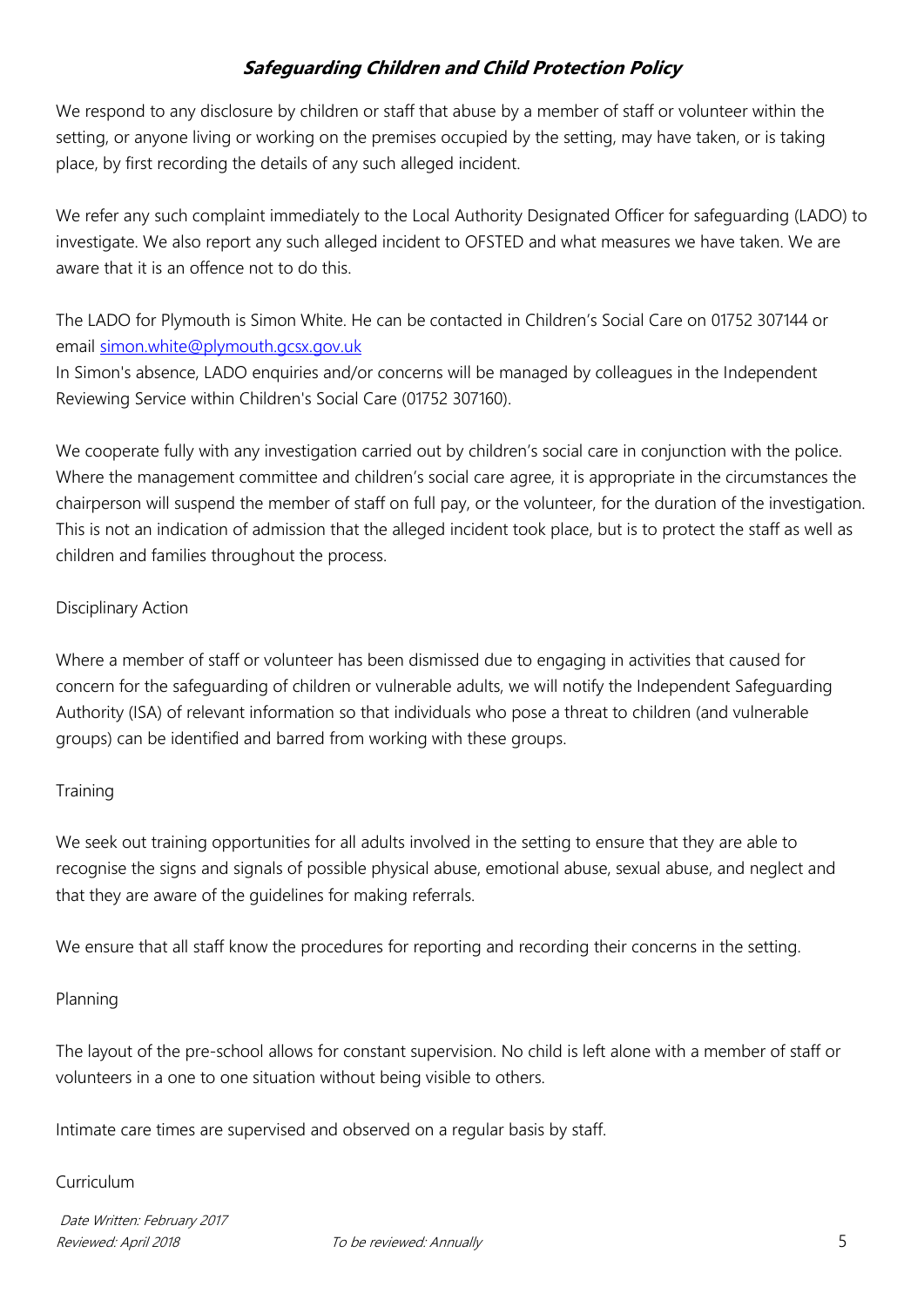We respond to any disclosure by children or staff that abuse by a member of staff or volunteer within the setting, or anyone living or working on the premises occupied by the setting, may have taken, or is taking place, by first recording the details of any such alleged incident.

We refer any such complaint immediately to the Local Authority Designated Officer for safeguarding (LADO) to investigate. We also report any such alleged incident to OFSTED and what measures we have taken. We are aware that it is an offence not to do this.

The LADO for Plymouth is Simon White. He can be contacted in Children's Social Care on 01752 307144 or email simon.white@plymouth.gcsx.gov.uk
In Simon's absence, LADO enquiries and/or concerns will be managed by colleagues in the Independent Reviewing Service within Children's Social Care (01752 307160).

We cooperate fully with any investigation carried out by children's social care in conjunction with the police. Where the management committee and children's social care agree, it is appropriate in the circumstances the chairperson will suspend the member of staff on full pay, or the volunteer, for the duration of the investigation. This is not an indication of admission that the alleged incident took place, but is to protect the staff as well as children and families throughout the process.

Disciplinary Action

Where a member of staff or volunteer has been dismissed due to engaging in activities that caused for concern for the safeguarding of children or vulnerable adults, we will notify the Independent Safeguarding Authority (ISA) of relevant information so that individuals who pose a threat to children (and vulnerable groups) can be identified and barred from working with these groups.

Training

We seek out training opportunities for all adults involved in the setting to ensure that they are able to recognise the signs and signals of possible physical abuse, emotional abuse, sexual abuse, and neglect and that they are aware of the guidelines for making referrals.

We ensure that all staff know the procedures for reporting and recording their concerns in the setting.

Planning

The layout of the pre-school allows for constant supervision. No child is left alone with a member of staff or volunteers in a one to one situation without being visible to others.

Intimate care times are supervised and observed on a regular basis by staff.

Curriculum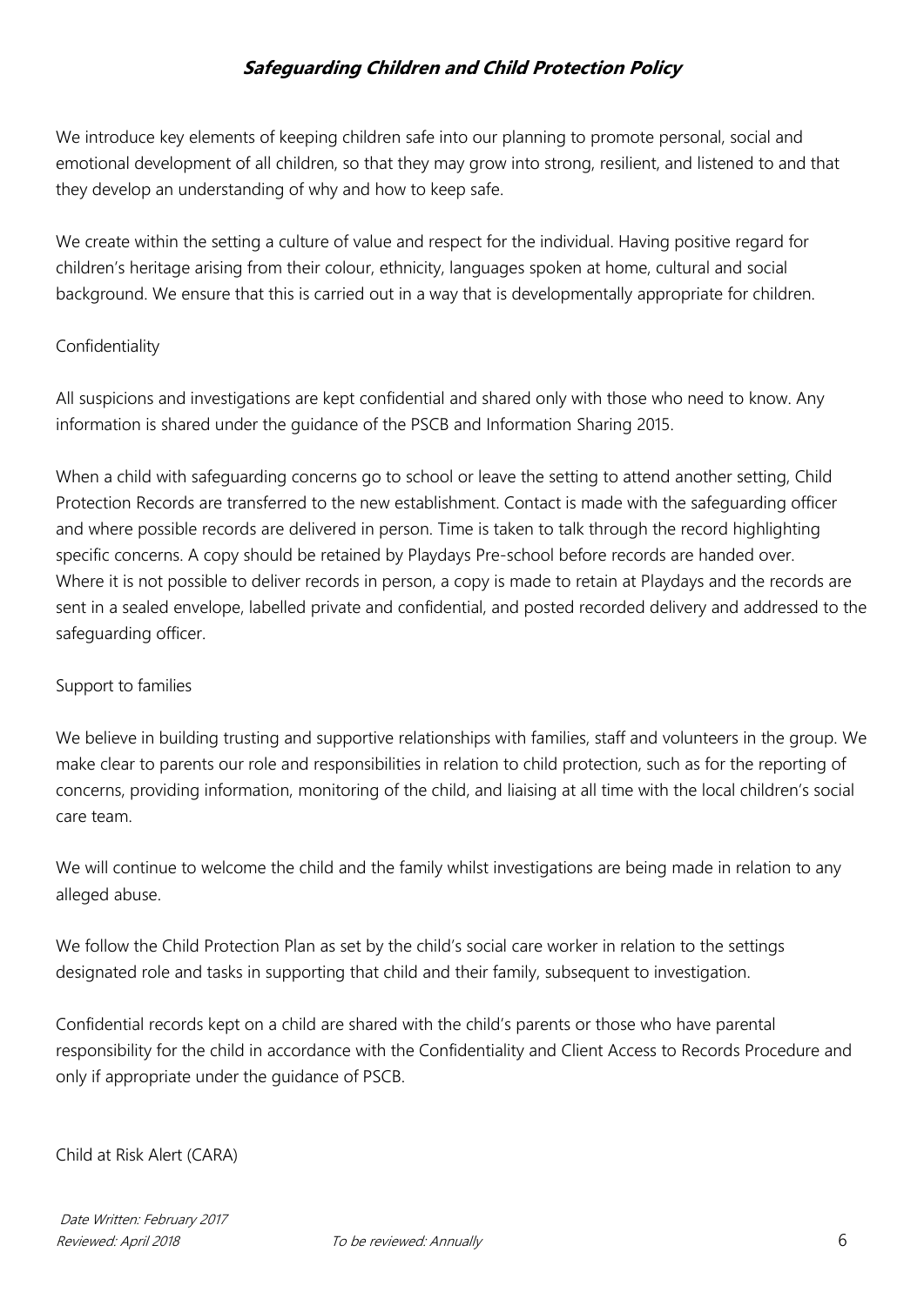We introduce key elements of keeping children safe into our planning to promote personal, social and emotional development of all children, so that they may grow into strong, resilient, and listened to and that they develop an understanding of why and how to keep safe.

We create within the setting a culture of value and respect for the individual. Having positive regard for children's heritage arising from their colour, ethnicity, languages spoken at home, cultural and social background. We ensure that this is carried out in a way that is developmentally appropriate for children.

Confidentiality

All suspicions and investigations are kept confidential and shared only with those who need to know. Any information is shared under the guidance of the PSCB and Information Sharing 2015.

When a child with safeguarding concerns go to school or leave the setting to attend another setting, Child Protection Records are transferred to the new establishment. Contact is made with the safeguarding officer and where possible records are delivered in person. Time is taken to talk through the record highlighting specific concerns. A copy should be retained by Playdays Pre-school before records are handed over. Where it is not possible to deliver records in person, a copy is made to retain at Playdays and the records are sent in a sealed envelope, labelled private and confidential, and posted recorded delivery and addressed to the safeguarding officer.

Support to families

We believe in building trusting and supportive relationships with families, staff and volunteers in the group. We make clear to parents our role and responsibilities in relation to child protection, such as for the reporting of concerns, providing information, monitoring of the child, and liaising at all time with the local children's social care team.

We will continue to welcome the child and the family whilst investigations are being made in relation to any alleged abuse.

We follow the Child Protection Plan as set by the child's social care worker in relation to the settings designated role and tasks in supporting that child and their family, subsequent to investigation.

Confidential records kept on a child are shared with the child's parents or those who have parental responsibility for the child in accordance with the Confidentiality and Client Access to Records Procedure and only if appropriate under the guidance of PSCB.

Child at Risk Alert (CARA)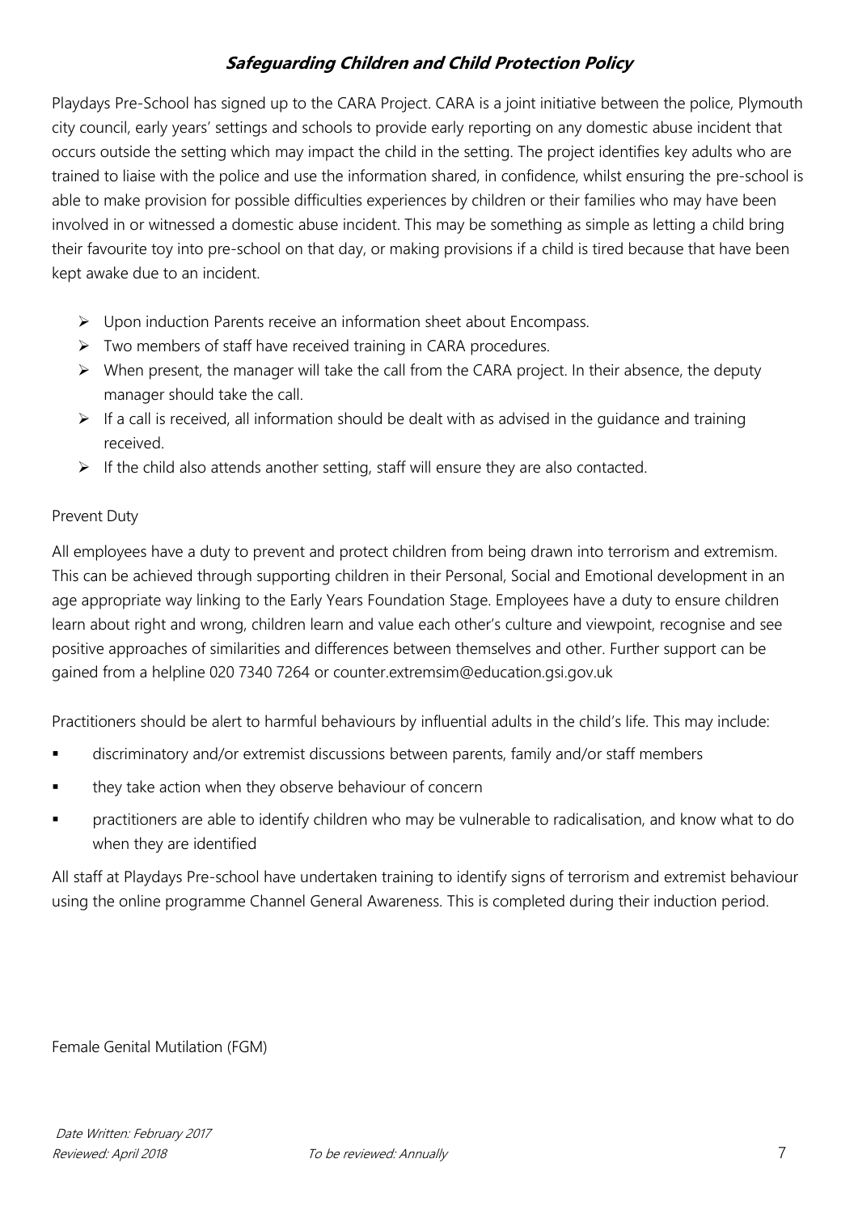# *Safeguarding Children and Child Protection Policy*

Playdays Pre-School has signed up to the CARA Project. CARA is a joint initiative between the police, Plymouth city council, early years' settings and schools to provide early reporting on any domestic abuse incident that occurs outside the setting which may impact the child in the setting. The project identifies key adults who are trained to liaise with the police and use the information shared, in confidence, whilst ensuring the pre-school is able to make provision for possible difficulties experiences by children or their families who may have been involved in or witnessed a domestic abuse incident. This may be something as simple as letting a child bring their favourite toy into pre-school on that day, or making provisions if a child is tired because that have been kept awake due to an incident.

- Upon induction Parents receive an information sheet about Encompass.
- Two members of staff have received training in CARA procedures.
- When present, the manager will take the call from the CARA project. In their absence, the deputy manager should take the call.
- If a call is received, all information should be dealt with as advised in the guidance and training received.
- If the child also attends another setting, staff will ensure they are also contacted.

Prevent Duty

All employees have a duty to prevent and protect children from being drawn into terrorism and extremism. This can be achieved through supporting children in their Personal, Social and Emotional development in an age appropriate way linking to the Early Years Foundation Stage. Employees have a duty to ensure children learn about right and wrong, children learn and value each other's culture and viewpoint, recognise and see positive approaches of similarities and differences between themselves and other. Further support can be gained from a helpline 020 7340 7264 or counter.extremsim@education.gsi.gov.uk

Practitioners should be alert to harmful behaviours by influential adults in the child's life. This may include:

- discriminatory and/or extremist discussions between parents, family and/or staff members
- they take action when they observe behaviour of concern
- practitioners are able to identify children who may be vulnerable to radicalisation, and know what to do when they are identified

All staff at Playdays Pre-school have undertaken training to identify signs of terrorism and extremist behaviour using the online programme Channel General Awareness. This is completed during their induction period.

Female Genital Mutilation (FGM)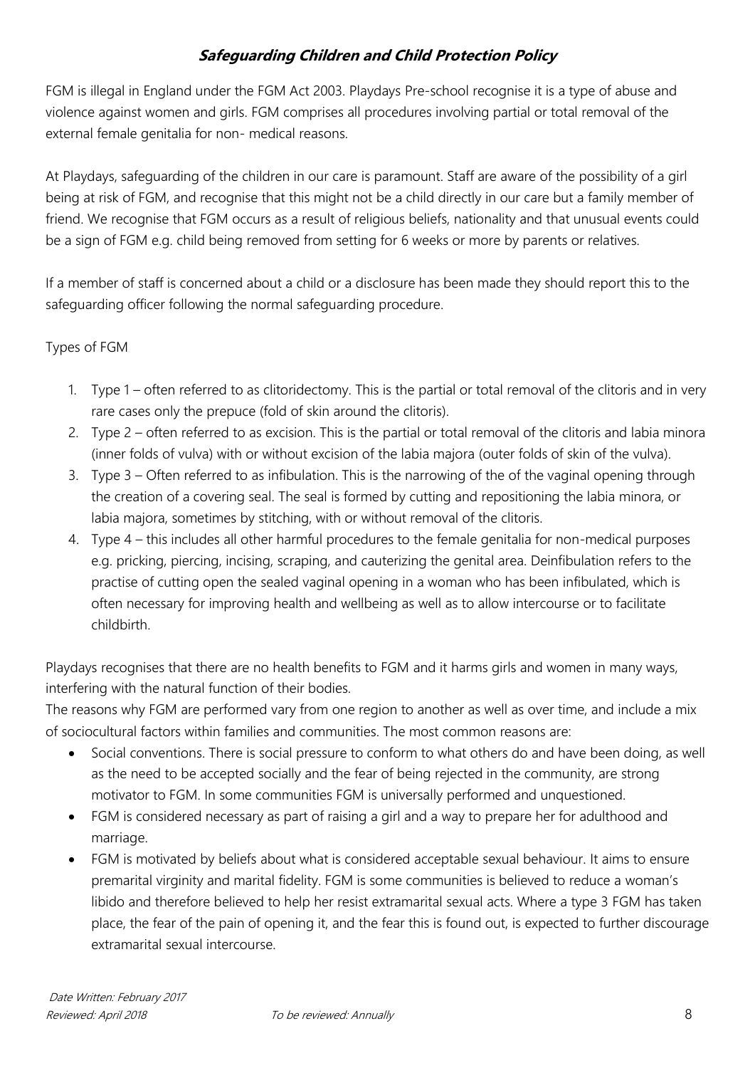FGM is illegal in England under the FGM Act 2003. Playdays Pre-school recognise it is a type of abuse and violence against women and girls. FGM comprises all procedures involving partial or total removal of the external female genitalia for non- medical reasons.

At Playdays, safeguarding of the children in our care is paramount. Staff are aware of the possibility of a girl being at risk of FGM, and recognise that this might not be a child directly in our care but a family member of friend. We recognise that FGM occurs as a result of religious beliefs, nationality and that unusual events could be a sign of FGM e.g. child being removed from setting for 6 weeks or more by parents or relatives.

If a member of staff is concerned about a child or a disclosure has been made they should report this to the safeguarding officer following the normal safeguarding procedure.

Types of FGM

1. Type 1 – often referred to as clitoridectomy. This is the partial or total removal of the clitoris and in very rare cases only the prepuce (fold of skin around the clitoris).
2. Type 2 – often referred to as excision. This is the partial or total removal of the clitoris and labia minora (inner folds of vulva) with or without excision of the labia majora (outer folds of skin of the vulva).
3. Type 3 – Often referred to as infibulation. This is the narrowing of the the of the vaginal opening through the creation of a covering seal. The seal is formed by cutting and repositioning the labia minora, or labia majora, sometimes by stitching, with or without removal of the clitoris.
4. Type 4 – this includes all other harmful procedures to the female genitalia for non-medical purposes e.g. pricking, piercing, incising, scraping, and cauterizing the genital area. Deinfibulation refers to the practise of cutting open the sealed vaginal opening in a woman who has been infibulated, which is often necessary for improving health and wellbeing as well as to allow intercourse or to facilitate childbirth.

Playdays recognises that there are no health benefits to FGM and it harms girls and women in many ways, interfering with the natural function of their bodies.
The reasons why FGM are performed vary from one region to another as well as over time, and include a mix of sociocultural factors within families and communities. The most common reasons are:

- Social conventions. There is social pressure to conform to what others do and have been doing, as well as the need to be accepted socially and the fear of being rejected in the community, are strong motivator to FGM. In some communities FGM is universally performed and unquestioned.
- FGM is considered necessary as part of raising a girl and a way to prepare her for adulthood and marriage.
- FGM is motivated by beliefs about what is considered acceptable sexual behaviour. It aims to ensure premarital virginity and marital fidelity. FGM is some communities is believed to reduce a woman's libido and therefore believed to help her resist extramarital sexual acts. Where a type 3 FGM has taken place, the fear of the pain of opening it, and the fear this is found out, is expected to further discourage extramarital sexual intercourse.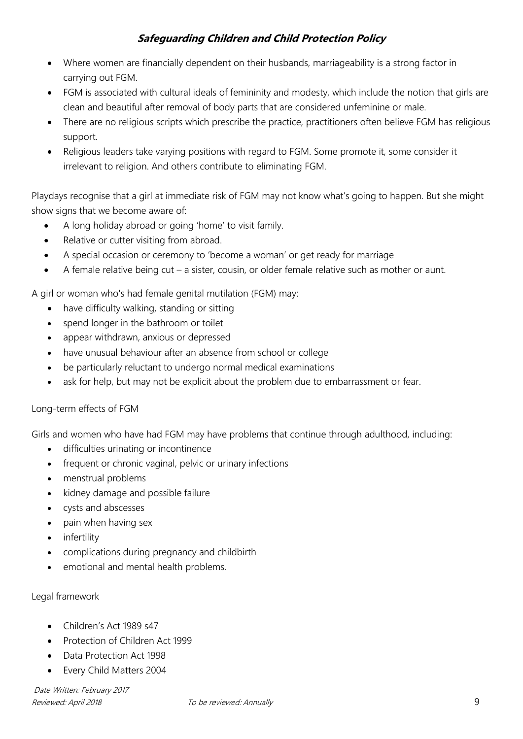- Where women are financially dependent on their husbands, marriageability is a strong factor in carrying out FGM.
- FGM is associated with cultural ideals of femininity and modesty, which include the notion that girls are clean and beautiful after removal of body parts that are considered unfeminine or male.
- There are no religious scripts which prescribe the practice, practitioners often believe FGM has religious support.
- Religious leaders take varying positions with regard to FGM. Some promote it, some consider it irrelevant to religion. And others contribute to eliminating FGM.

Playdays recognise that a girl at immediate risk of FGM may not know what's going to happen. But she might show signs that we become aware of:

- A long holiday abroad or going 'home' to visit family.
- Relative or cutter visiting from abroad.
- A special occasion or ceremony to 'become a woman' or get ready for marriage
- A female relative being cut – a sister, cousin, or older female relative such as mother or aunt.

A girl or woman who's had female genital mutilation (FGM) may:

- have difficulty walking, standing or sitting
- spend longer in the bathroom or toilet
- appear withdrawn, anxious or depressed
- have unusual behaviour after an absence from school or college
- be particularly reluctant to undergo normal medical examinations
- ask for help, but may not be explicit about the problem due to embarrassment or fear.

Long-term effects of FGM

Girls and women who have had FGM may have problems that continue through adulthood, including:

- difficulties urinating or incontinence
- frequent or chronic vaginal, pelvic or urinary infections
- menstrual problems
- kidney damage and possible failure
- cysts and abscesses
- pain when having sex
- infertility
- complications during pregnancy and childbirth
- emotional and mental health problems.

Legal framework

- Children's Act 1989 s47
- Protection of Children Act 1999
- Data Protection Act 1998
- Every Child Matters 2004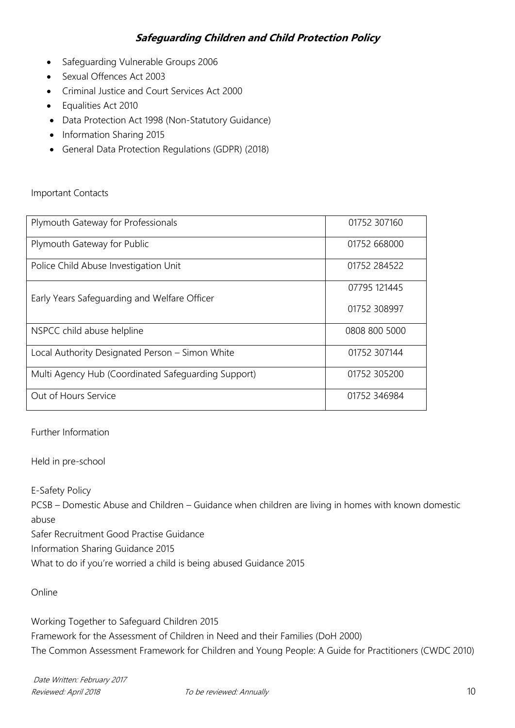- Safeguarding Vulnerable Groups 2006
- Sexual Offences Act 2003
- Criminal Justice and Court Services Act 2000
- Equalities Act 2010
- Data Protection Act 1998 (Non-Statutory Guidance)
- Information Sharing 2015
- General Data Protection Regulations (GDPR) (2018)

Important Contacts

| | |
|---|---|
| Plymouth Gateway for Professionals | 01752 307160 |
| Plymouth Gateway for Public | 01752 668000 |
| Police Child Abuse Investigation Unit | 01752 284522 |
| Early Years Safeguarding and Welfare Officer | 07795 121445<br>01752 308997 |
| NSPCC child abuse helpline | 0808 800 5000 |
| Local Authority Designated Person – Simon White | 01752 307144 |
| Multi Agency Hub (Coordinated Safeguarding Support) | 01752 305200 |
| Out of Hours Service | 01752 346984 |

Further Information

Held in pre-school

E-Safety Policy
PCSB – Domestic Abuse and Children – Guidance when children are living in homes with known domestic abuse
Safer Recruitment Good Practise Guidance
Information Sharing Guidance 2015
What to do if you're worried a child is being abused Guidance 2015

Online

Working Together to Safeguard Children 2015
Framework for the Assessment of Children in Need and their Families (DoH 2000)
The Common Assessment Framework for Children and Young People: A Guide for Practitioners (CWDC 2010)

*Date Written: February 2017*
*Reviewed: April 2018* *To be reviewed: Annually*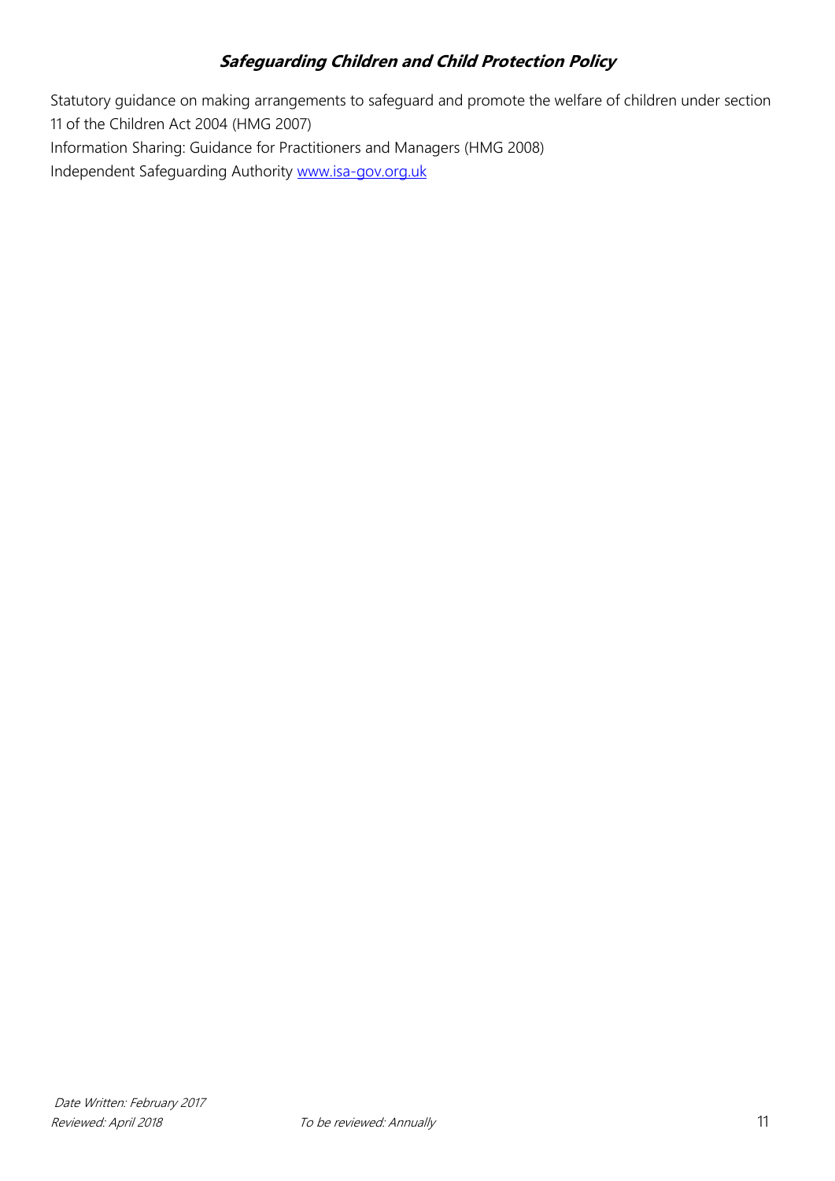Statutory guidance on making arrangements to safeguard and promote the welfare of children under section 11 of the Children Act 2004 (HMG 2007)

Information Sharing: Guidance for Practitioners and Managers (HMG 2008)

Independent Safeguarding Authority [www.isa-gov.org.uk](http://www.isa-gov.org.uk)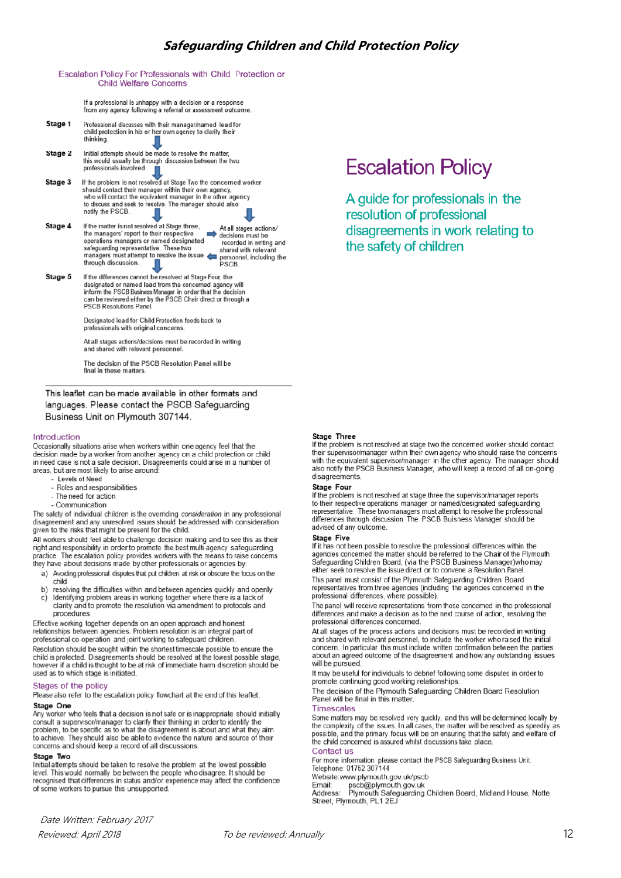# Safeguarding Children and Child Protection Policy

## Escalation Policy For Professionals with Child Protection or Child Welfare Concerns

If a professional is unhappy with a decision or a response from any agency following a referral or assessment outcome.

**Stage 1** Professional discusses with their manager/named lead for child protection in his or her own agency to clarify their thinking.

**Stage 2** Initial attempts should be made to resolve the matter, this would usually be through discussion between the two professionals involved.

**Stage 3** If the problem is not resolved at Stage Two the concerned worker should contact their manager within their own agency, who will contact the equivalent manager in the other agency to discuss and seek to resolve. The manager should also notify the PSCB.

**Stage 4** If the matter is not resolved at Stage three, the managers' report to their respective operations managers or named designated safeguarding representative. These two managers must attempt to resolve the issue through discussion.

At all stages actions/ decisions must be recorded in writing and shared with relevant personnel, including the PSCB.

**Stage 5** If the differences cannot be resolved at Stage Four, the designated or named lead from the concerned agency will inform the PSCB Business Manager in order that the decision can be reviewed either by the PSCB Chair direct or through a PSCB Resolutions Panel.

Designated lead for Child Protection feeds back to professionals with original concerns.

At all stages actions/decisions must be recorded in writing and shared with relevant personnel.

The decision of the PSCB Resolution Panel will be final in these matters.

This leaflet can be made available in other formats and languages. Please contact the PSCB Safeguarding Business Unit on Plymouth 307144.

# Escalation Policy

## A guide for professionals in the resolution of professional disagreements in work relating to the safety of children

### Introduction

Occasionally situations arise when workers within one agency feel that the decision made by a worker from another agency on a child protection or child in need case is not a safe decision. Disagreements could arise in a number of areas, but are most likely to arise around:

- Levels of Need
- Roles and responsibilities
- The need for action
- Communication

The safety of individual children is the overriding *consideration* in any professional disagreement and any unresolved issues should be addressed with consideration given to the risks that might be present for the child.

All workers should feel able to challenge decision making and to see this as their right and responsibility in order to promote the best multi-agency safeguarding practice. The escalation policy provides workers with the means to raise concerns they have about decisions made by other professionals or agencies by:

a) Avoiding professional disputes that put children at risk or obscure the focus on the child
b) resolving the difficulties within and between agencies quickly and openly
c) Identifying problem areas in working together where there is a lack of clarity and to promote the resolution via amendment to protocols and procedures

Effective working together depends on an open approach and honest relationships between agencies. Problem resolution is an integral part of professional co-operation and joint working to safeguard children.

Resolution should be sought within the shortest timescale possible to ensure the child is protected. Disagreements should be resolved at the lowest possible stage, however if a child is thought to be at risk of immediate harm discretion should be used as to which stage is initiated.

### Stages of the policy

Please also refer to the escalation policy flowchart at the end of this leaflet.

**Stage One**

Any worker who feels that a decision is not safe or is inappropriate should initially consult a supervisor/manager to clarify their thinking in order to identify the problem, to be specific as to what the disagreement is about and what they aim to achieve. They should also be able to evidence the nature and source of their concerns and should keep a record of all discussions.

**Stage Two**

Initial attempts should be taken to resolve the problem at the lowest possible level. This would normally be between the people who disagree. It should be recognised that differences in status and/or experience may affect the confidence of some workers to pursue this unsupported.

**Stage Three**

If the problem is not resolved at stage two the concerned worker should contact their supervisor/manager within their own agency who should raise the concerns with the equivalent supervisor/manager in the other agency. The manager should also notify the PSCB Business Manager, who will keep a record of all on-going disagreements.

**Stage Four**

If the problem is not resolved at stage three the supervisor/manager reports to their respective operations manager or named/designated safeguarding representative. These two managers must attempt to resolve the professional differences through discussion. The PSCB Buisness Manager should be advised of any outcome.

**Stage Five**

If it has not been possible to resolve the professional differences within the agencies concerned the matter should be referred to the Chair of the Plymouth Safeguarding Children Board, (via the PSCB Business Manager)who may either seek to resolve the issue direct or to convene a Resolution Panel.

This panel must consist of the Plymouth Safeguarding Children Board representatives from three agencies (including the agencies concerned in the professional differences, where possible).

The panel will receive representations from those concerned in the professional differences and make a decision as to the next course of action, resolving the professional differences concerned.

At all stages of the process actions and decisions must be recorded in writing and shared with relevant personnel, to include the worker who raised the initial concern. In particular this must include written confirmation between the parties about an agreed outcome of the disagreement and how any outstanding issues will be pursued.

It may be useful for individuals to debrief following some disputes in order to promote continuing good working relationships.

The decision of the Plymouth Safeguarding Children Board Resolution Panel will be final in this matter.

### Timescales

Some matters may be resolved very quickly, and this will be determined locally by the complexity of the issues. In all cases, the matter will be resolved as speedily as possible, and the primary focus will be on ensuring that the safety and welfare of the child concerned is assured whilst discussions take place.

### Contact us

For more information please contact the PSCB Safeguarding Business Unit:
Telephone: 01752 307144
Website: www.plymouth.gov.uk/pscb
Email: pscb@plymouth.gov.uk
Address: Plymouth Safeguarding Children Board, Midland House, Notte Street, Plymouth, PL1 2EJ

*Date Written: February 2017*
*Reviewed: April 2018* *To be reviewed: Annually*